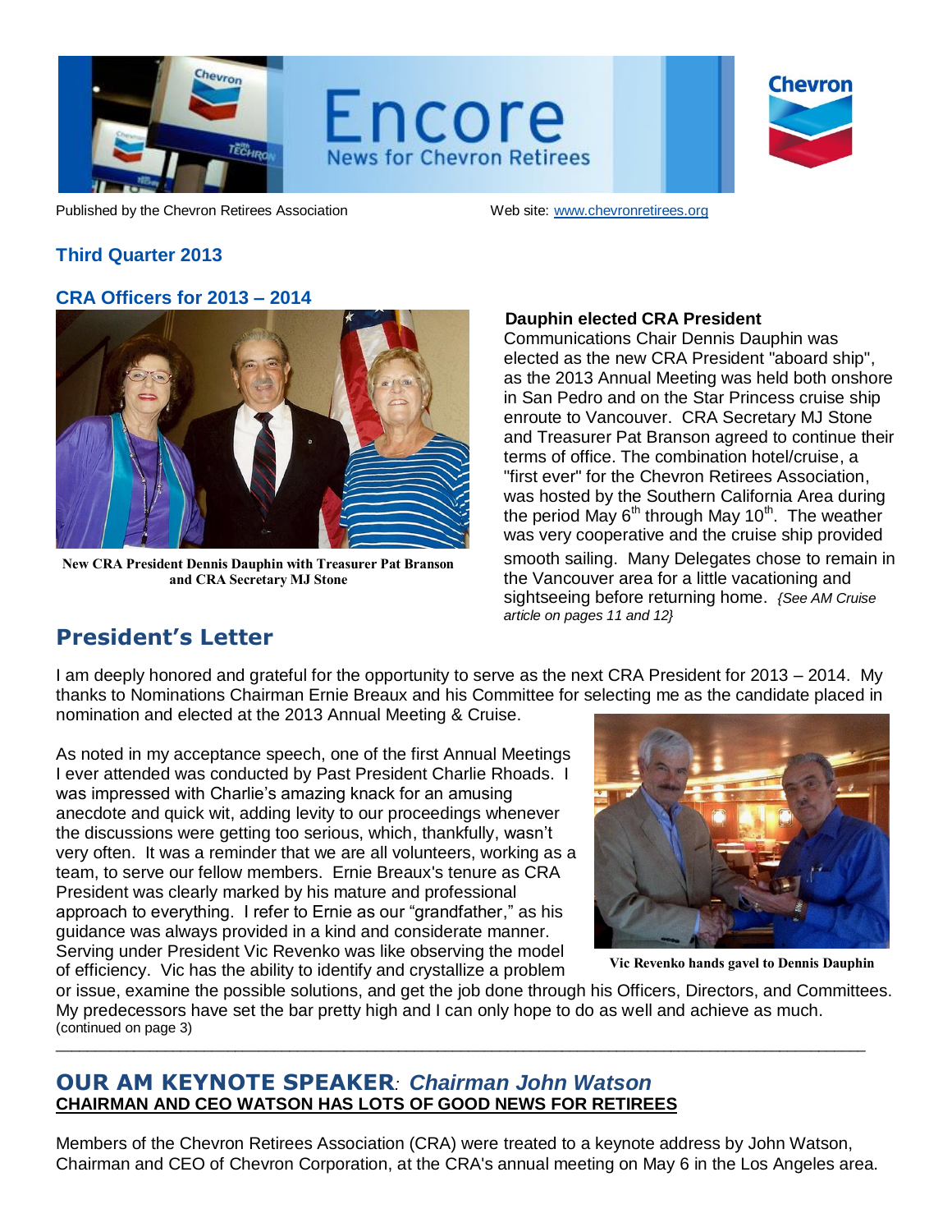# Encore
News for Chevron Retirees

Published by the Chevron Retirees Association    Web site: [www.chevronretirees.org](http://www.chevronretirees.org)

## Third Quarter 2013

## CRA Officers for 2013 – 2014

New CRA President Dennis Dauphin with Treasurer Pat Branson and CRA Secretary MJ Stone

### Dauphin elected CRA President

Communications Chair Dennis Dauphin was elected as the new CRA President "aboard ship", as the 2013 Annual Meeting was held both onshore in San Pedro and on the Star Princess cruise ship enroute to Vancouver. CRA Secretary MJ Stone and Treasurer Pat Branson agreed to continue their terms of office. The combination hotel/cruise, a "first ever" for the Chevron Retirees Association, was hosted by the Southern California Area during the period May 6th through May 10th. The weather was very cooperative and the cruise ship provided smooth sailing. Many Delegates chose to remain in the Vancouver area for a little vacationing and sightseeing before returning home. *{See AM Cruise article on pages 11 and 12}*

## President's Letter

I am deeply honored and grateful for the opportunity to serve as the next CRA President for 2013 – 2014. My thanks to Nominations Chairman Ernie Breaux and his Committee for selecting me as the candidate placed in nomination and elected at the 2013 Annual Meeting & Cruise.

As noted in my acceptance speech, one of the first Annual Meetings I ever attended was conducted by Past President Charlie Rhoads. I was impressed with Charlie's amazing knack for an amusing anecdote and quick wit, adding levity to our proceedings whenever the discussions were getting too serious, which, thankfully, wasn't very often. It was a reminder that we are all volunteers, working as a team, to serve our fellow members. Ernie Breaux's tenure as CRA President was clearly marked by his mature and professional approach to everything. I refer to Ernie as our "grandfather," as his guidance was always provided in a kind and considerate manner. Serving under President Vic Revenko was like observing the model of efficiency. Vic has the ability to identify and crystallize a problem or issue, examine the possible solutions, and get the job done through his Officers, Directors, and Committees. My predecessors have set the bar pretty high and I can only hope to do as well and achieve as much.
(continued on page 3)

Vic Revenko hands gavel to Dennis Dauphin

---

## OUR AM KEYNOTE SPEAKER: *Chairman John Watson*

**CHAIRMAN AND CEO WATSON HAS LOTS OF GOOD NEWS FOR RETIREES**

Members of the Chevron Retirees Association (CRA) were treated to a keynote address by John Watson, Chairman and CEO of Chevron Corporation, at the CRA's annual meeting on May 6 in the Los Angeles area.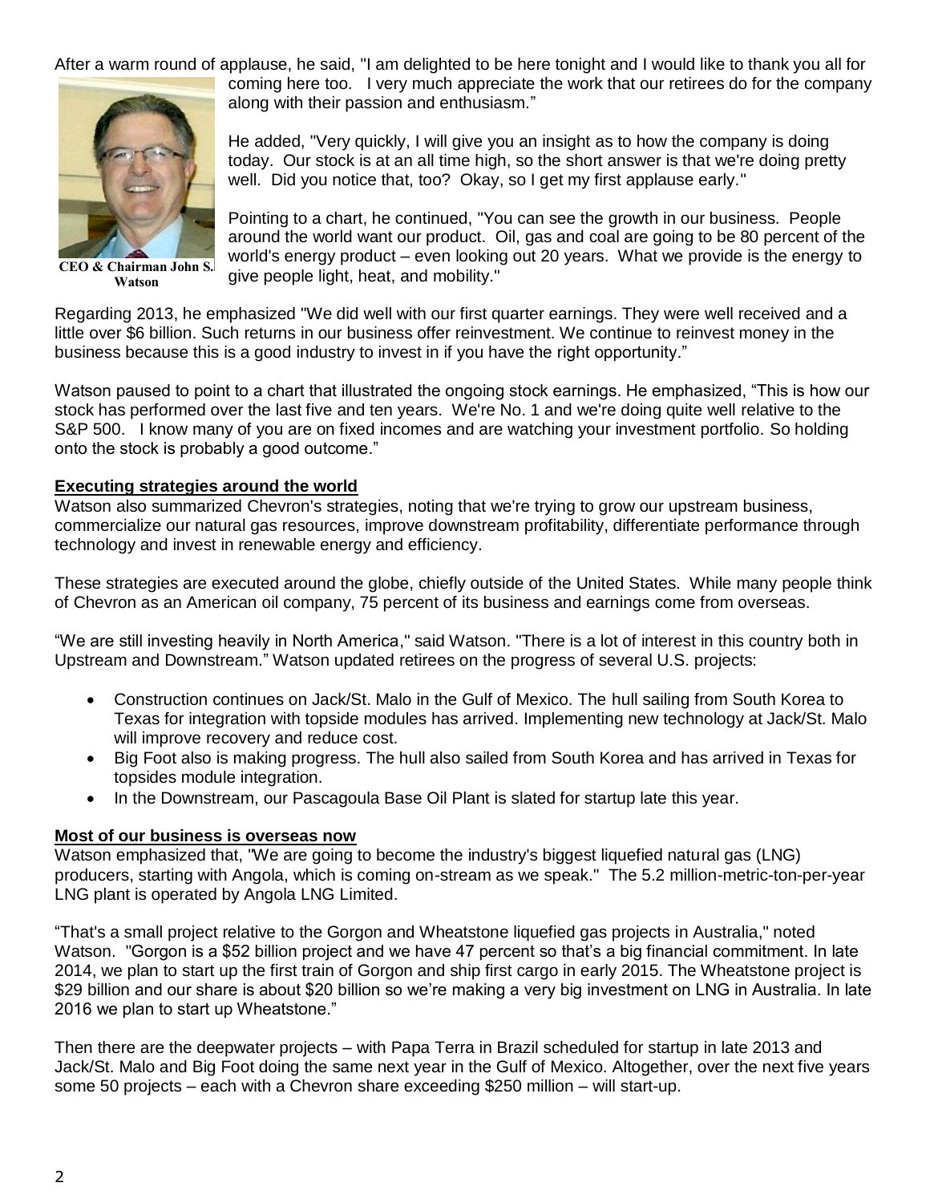After a warm round of applause, he said, "I am delighted to be here tonight and I would like to thank you all for coming here too. I very much appreciate the work that our retirees do for the company along with their passion and enthusiasm."

CEO & Chairman John S. Watson

He added, "Very quickly, I will give you an insight as to how the company is doing today. Our stock is at an all time high, so the short answer is that we're doing pretty well. Did you notice that, too? Okay, so I get my first applause early."

Pointing to a chart, he continued, "You can see the growth in our business. People around the world want our product. Oil, gas and coal are going to be 80 percent of the world's energy product – even looking out 20 years. What we provide is the energy to give people light, heat, and mobility."

Regarding 2013, he emphasized "We did well with our first quarter earnings. They were well received and a little over $6 billion. Such returns in our business offer reinvestment. We continue to reinvest money in the business because this is a good industry to invest in if you have the right opportunity."

Watson paused to point to a chart that illustrated the ongoing stock earnings. He emphasized, "This is how our stock has performed over the last five and ten years. We're No. 1 and we're doing quite well relative to the S&P 500. I know many of you are on fixed incomes and are watching your investment portfolio. So holding onto the stock is probably a good outcome."

## Executing strategies around the world

Watson also summarized Chevron's strategies, noting that we're trying to grow our upstream business, commercialize our natural gas resources, improve downstream profitability, differentiate performance through technology and invest in renewable energy and efficiency.

These strategies are executed around the globe, chiefly outside of the United States. While many people think of Chevron as an American oil company, 75 percent of its business and earnings come from overseas.

"We are still investing heavily in North America," said Watson. "There is a lot of interest in this country both in Upstream and Downstream." Watson updated retirees on the progress of several U.S. projects:

- Construction continues on Jack/St. Malo in the Gulf of Mexico. The hull sailing from South Korea to Texas for integration with topside modules has arrived. Implementing new technology at Jack/St. Malo will improve recovery and reduce cost.
- Big Foot also is making progress. The hull also sailed from South Korea and has arrived in Texas for topsides module integration.
- In the Downstream, our Pascagoula Base Oil Plant is slated for startup late this year.

## Most of our business is overseas now

Watson emphasized that, "We are going to become the industry's biggest liquefied natural gas (LNG) producers, starting with Angola, which is coming on-stream as we speak." The 5.2 million-metric-ton-per-year LNG plant is operated by Angola LNG Limited.

"That's a small project relative to the Gorgon and Wheatstone liquefied gas projects in Australia," noted Watson. "Gorgon is a $52 billion project and we have 47 percent so that's a big financial commitment. In late 2014, we plan to start up the first train of Gorgon and ship first cargo in early 2015. The Wheatstone project is $29 billion and our share is about $20 billion so we're making a very big investment on LNG in Australia. In late 2016 we plan to start up Wheatstone."

Then there are the deepwater projects – with Papa Terra in Brazil scheduled for startup in late 2013 and Jack/St. Malo and Big Foot doing the same next year in the Gulf of Mexico. Altogether, over the next five years some 50 projects – each with a Chevron share exceeding $250 million – will start-up.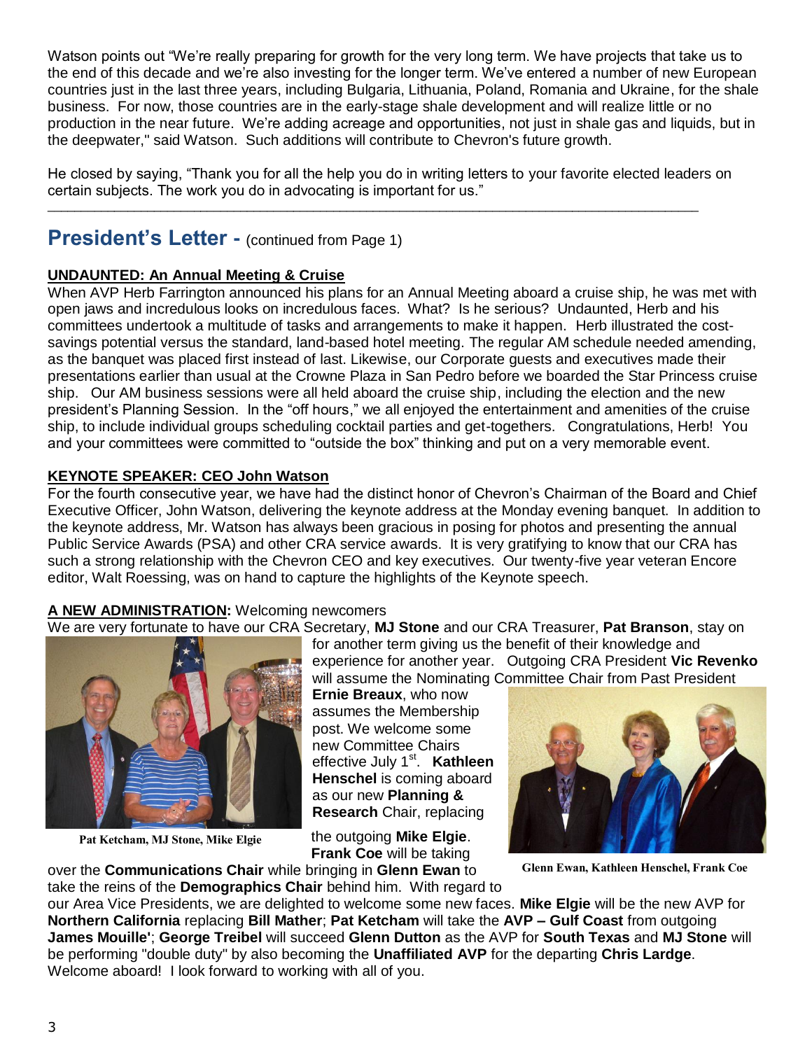Watson points out "We're really preparing for growth for the very long term. We have projects that take us to the end of this decade and we're also investing for the longer term. We've entered a number of new European countries just in the last three years, including Bulgaria, Lithuania, Poland, Romania and Ukraine, for the shale business. For now, those countries are in the early-stage shale development and will realize little or no production in the near future. We're adding acreage and opportunities, not just in shale gas and liquids, but in the deepwater," said Watson. Such additions will contribute to Chevron's future growth.

He closed by saying, "Thank you for all the help you do in writing letters to your favorite elected leaders on certain subjects. The work you do in advocating is important for us."

---

## President's Letter - (continued from Page 1)

**UNDAUNTED: An Annual Meeting & Cruise**

When AVP Herb Farrington announced his plans for an Annual Meeting aboard a cruise ship, he was met with open jaws and incredulous looks on incredulous faces. What? Is he serious? Undaunted, Herb and his committees undertook a multitude of tasks and arrangements to make it happen. Herb illustrated the cost-savings potential versus the standard, land-based hotel meeting. The regular AM schedule needed amending, as the banquet was placed first instead of last. Likewise, our Corporate guests and executives made their presentations earlier than usual at the Crowne Plaza in San Pedro before we boarded the Star Princess cruise ship. Our AM business sessions were all held aboard the cruise ship, including the election and the new president's Planning Session. In the "off hours," we all enjoyed the entertainment and amenities of the cruise ship, to include individual groups scheduling cocktail parties and get-togethers. Congratulations, Herb! You and your committees were committed to "outside the box" thinking and put on a very memorable event.

**KEYNOTE SPEAKER: CEO John Watson**

For the fourth consecutive year, we have had the distinct honor of Chevron's Chairman of the Board and Chief Executive Officer, John Watson, delivering the keynote address at the Monday evening banquet. In addition to the keynote address, Mr. Watson has always been gracious in posing for photos and presenting the annual Public Service Awards (PSA) and other CRA service awards. It is very gratifying to know that our CRA has such a strong relationship with the Chevron CEO and key executives. Our twenty-five year veteran Encore editor, Walt Roessing, was on hand to capture the highlights of the Keynote speech.

**A NEW ADMINISTRATION:** Welcoming newcomers

We are very fortunate to have our CRA Secretary, **MJ Stone** and our CRA Treasurer, **Pat Branson**, stay on for another term giving us the benefit of their knowledge and experience for another year. Outgoing CRA President **Vic Revenko** will assume the Nominating Committee Chair from Past President **Ernie Breaux**, who now assumes the Membership post. We welcome some new Committee Chairs effective July 1st. **Kathleen Henschel** is coming aboard as our new **Planning & Research** Chair, replacing the outgoing **Mike Elgie**. **Frank Coe** will be taking over the **Communications Chair** while bringing in **Glenn Ewan** to take the reins of the **Demographics Chair** behind him. With regard to our Area Vice Presidents, we are delighted to welcome some new faces. **Mike Elgie** will be the new AVP for **Northern California** replacing **Bill Mather**; **Pat Ketcham** will take the **AVP – Gulf Coast** from outgoing **James Mouille'**; **George Treibel** will succeed **Glenn Dutton** as the AVP for **South Texas** and **MJ Stone** will be performing "double duty" by also becoming the **Unaffiliated AVP** for the departing **Chris Lardge**. Welcome aboard! I look forward to working with all of you.

**Pat Ketcham, MJ Stone, Mike Elgie**

**Glenn Ewan, Kathleen Henschel, Frank Coe**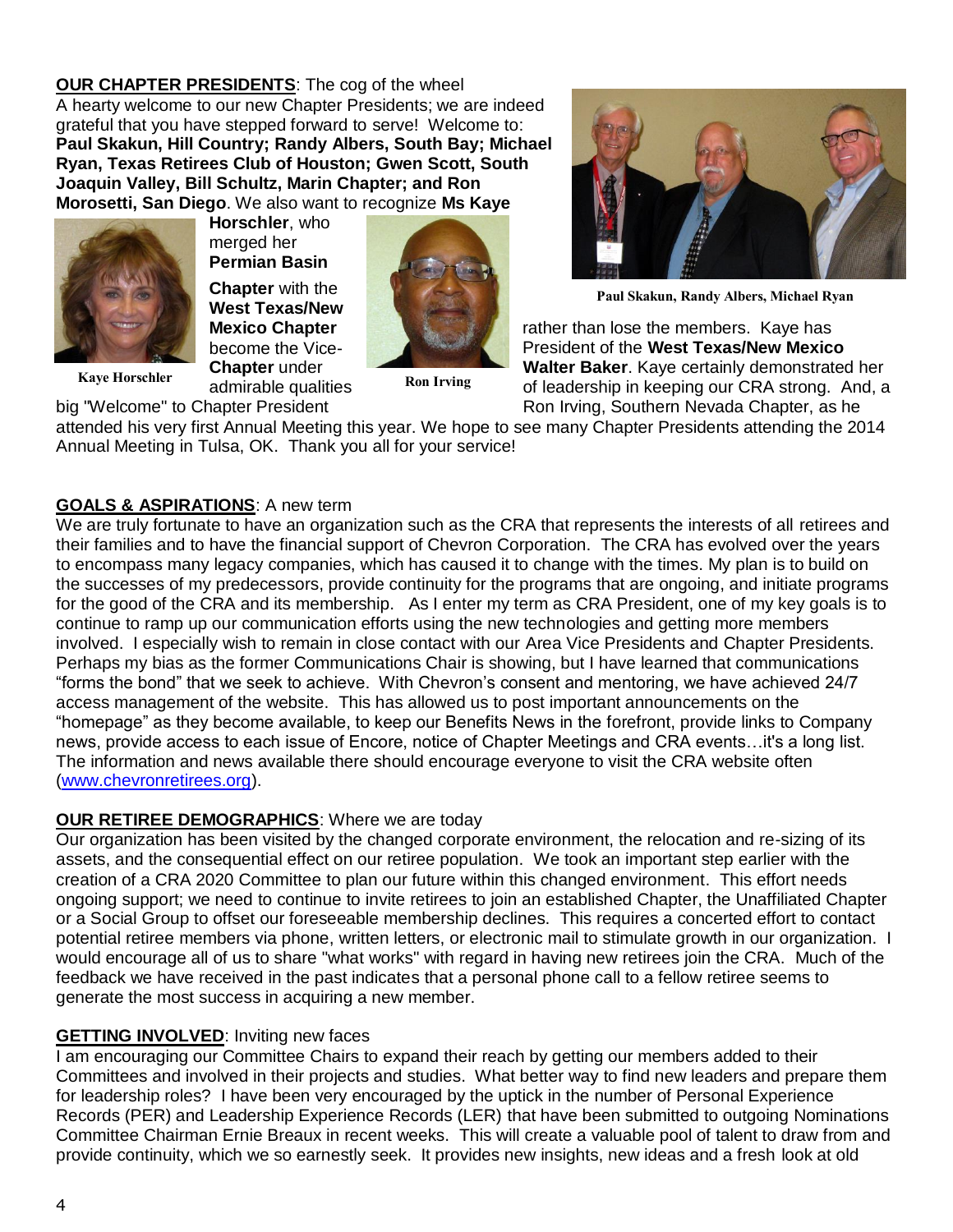**OUR CHAPTER PRESIDENTS**: The cog of the wheel

A hearty welcome to our new Chapter Presidents; we are indeed grateful that you have stepped forward to serve! Welcome to: **Paul Skakun, Hill Country; Randy Albers, South Bay; Michael Ryan, Texas Retirees Club of Houston; Gwen Scott, South Joaquin Valley, Bill Schultz, Marin Chapter; and Ron Morosetti, San Diego**. We also want to recognize **Ms Kaye Horschler**, who merged her **Permian Basin Chapter** with the **West Texas/New Mexico Chapter** rather than lose the members. Kaye has become the Vice-President of the **West Texas/New Mexico Chapter** under **Walter Baker**. Kaye certainly demonstrated her admirable qualities of leadership in keeping our CRA strong. And, a big "Welcome" to Chapter President Ron Irving, Southern Nevada Chapter, as he attended his very first Annual Meeting this year. We hope to see many Chapter Presidents attending the 2014 Annual Meeting in Tulsa, OK. Thank you all for your service!

Kaye Horschler

Ron Irving

Paul Skakun, Randy Albers, Michael Ryan

**GOALS & ASPIRATIONS**: A new term

We are truly fortunate to have an organization such as the CRA that represents the interests of all retirees and their families and to have the financial support of Chevron Corporation. The CRA has evolved over the years to encompass many legacy companies, which has caused it to change with the times. My plan is to build on the successes of my predecessors, provide continuity for the programs that are ongoing, and initiate programs for the good of the CRA and its membership. As I enter my term as CRA President, one of my key goals is to continue to ramp up our communication efforts using the new technologies and getting more members involved. I especially wish to remain in close contact with our Area Vice Presidents and Chapter Presidents. Perhaps my bias as the former Communications Chair is showing, but I have learned that communications "forms the bond" that we seek to achieve. With Chevron's consent and mentoring, we have achieved 24/7 access management of the website. This has allowed us to post important announcements on the "homepage" as they become available, to keep our Benefits News in the forefront, provide links to Company news, provide access to each issue of Encore, notice of Chapter Meetings and CRA events…it's a long list. The information and news available there should encourage everyone to visit the CRA website often (www.chevronretirees.org).

**OUR RETIREE DEMOGRAPHICS**: Where we are today

Our organization has been visited by the changed corporate environment, the relocation and re-sizing of its assets, and the consequential effect on our retiree population. We took an important step earlier with the creation of a CRA 2020 Committee to plan our future within this changed environment. This effort needs ongoing support; we need to continue to invite retirees to join an established Chapter, the Unaffiliated Chapter or a Social Group to offset our foreseeable membership declines. This requires a concerted effort to contact potential retiree members via phone, written letters, or electronic mail to stimulate growth in our organization. I would encourage all of us to share "what works" with regard in having new retirees join the CRA. Much of the feedback we have received in the past indicates that a personal phone call to a fellow retiree seems to generate the most success in acquiring a new member.

**GETTING INVOLVED**: Inviting new faces

I am encouraging our Committee Chairs to expand their reach by getting our members added to their Committees and involved in their projects and studies. What better way to find new leaders and prepare them for leadership roles? I have been very encouraged by the uptick in the number of Personal Experience Records (PER) and Leadership Experience Records (LER) that have been submitted to outgoing Nominations Committee Chairman Ernie Breaux in recent weeks. This will create a valuable pool of talent to draw from and provide continuity, which we so earnestly seek. It provides new insights, new ideas and a fresh look at old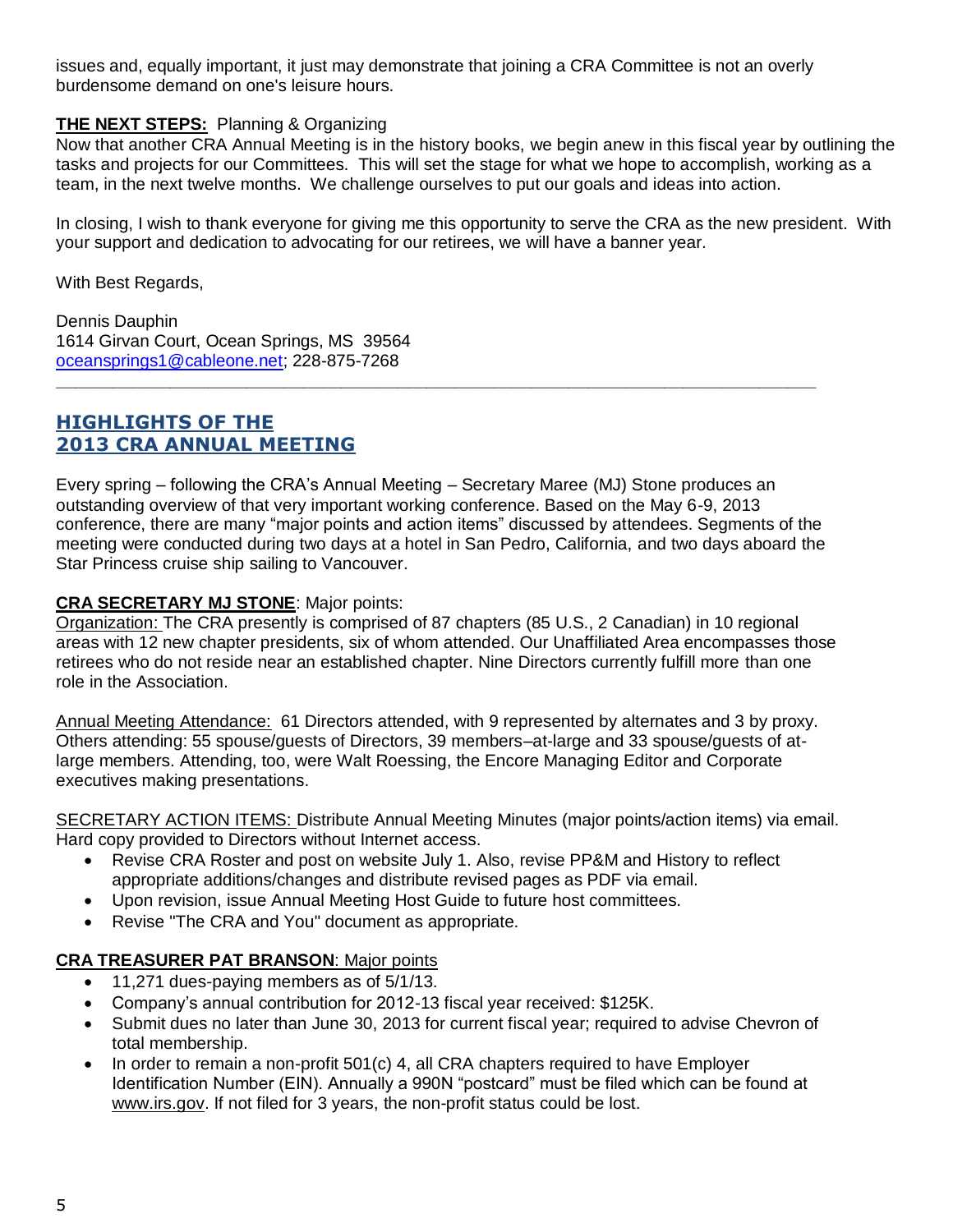issues and, equally important, it just may demonstrate that joining a CRA Committee is not an overly burdensome demand on one's leisure hours.

**THE NEXT STEPS:** Planning & Organizing

Now that another CRA Annual Meeting is in the history books, we begin anew in this fiscal year by outlining the tasks and projects for our Committees. This will set the stage for what we hope to accomplish, working as a team, in the next twelve months. We challenge ourselves to put our goals and ideas into action.

In closing, I wish to thank everyone for giving me this opportunity to serve the CRA as the new president. With your support and dedication to advocating for our retirees, we will have a banner year.

With Best Regards,

Dennis Dauphin
1614 Girvan Court, Ocean Springs, MS 39564
oceansprings1@cableone.net; 228-875-7268

---

## HIGHLIGHTS OF THE 2013 CRA ANNUAL MEETING

Every spring – following the CRA's Annual Meeting – Secretary Maree (MJ) Stone produces an outstanding overview of that very important working conference. Based on the May 6-9, 2013 conference, there are many "major points and action items" discussed by attendees. Segments of the meeting were conducted during two days at a hotel in San Pedro, California, and two days aboard the Star Princess cruise ship sailing to Vancouver.

**CRA SECRETARY MJ STONE**: Major points:

Organization: The CRA presently is comprised of 87 chapters (85 U.S., 2 Canadian) in 10 regional areas with 12 new chapter presidents, six of whom attended. Our Unaffiliated Area encompasses those retirees who do not reside near an established chapter. Nine Directors currently fulfill more than one role in the Association.

Annual Meeting Attendance: 61 Directors attended, with 9 represented by alternates and 3 by proxy. Others attending: 55 spouse/guests of Directors, 39 members–at-large and 33 spouse/guests of at-large members. Attending, too, were Walt Roessing, the Encore Managing Editor and Corporate executives making presentations.

SECRETARY ACTION ITEMS: Distribute Annual Meeting Minutes (major points/action items) via email. Hard copy provided to Directors without Internet access.

- Revise CRA Roster and post on website July 1. Also, revise PP&M and History to reflect appropriate additions/changes and distribute revised pages as PDF via email.
- Upon revision, issue Annual Meeting Host Guide to future host committees.
- Revise "The CRA and You" document as appropriate.

**CRA TREASURER PAT BRANSON**: Major points

- 11,271 dues-paying members as of 5/1/13.
- Company's annual contribution for 2012-13 fiscal year received: $125K.
- Submit dues no later than June 30, 2013 for current fiscal year; required to advise Chevron of total membership.
- In order to remain a non-profit 501(c) 4, all CRA chapters required to have Employer Identification Number (EIN). Annually a 990N "postcard" must be filed which can be found at www.irs.gov. If not filed for 3 years, the non-profit status could be lost.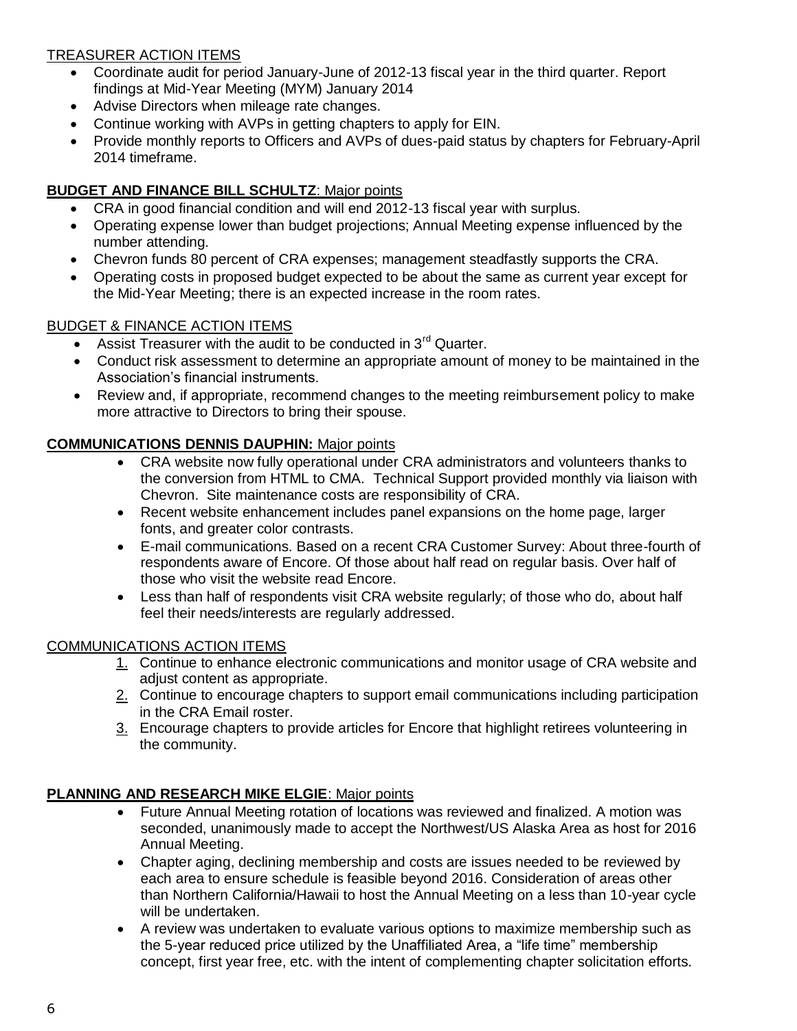TREASURER ACTION ITEMS

- Coordinate audit for period January-June of 2012-13 fiscal year in the third quarter. Report findings at Mid-Year Meeting (MYM) January 2014
- Advise Directors when mileage rate changes.
- Continue working with AVPs in getting chapters to apply for EIN.
- Provide monthly reports to Officers and AVPs of dues-paid status by chapters for February-April 2014 timeframe.

**BUDGET AND FINANCE BILL SCHULTZ**: Major points

- CRA in good financial condition and will end 2012-13 fiscal year with surplus.
- Operating expense lower than budget projections; Annual Meeting expense influenced by the number attending.
- Chevron funds 80 percent of CRA expenses; management steadfastly supports the CRA.
- Operating costs in proposed budget expected to be about the same as current year except for the Mid-Year Meeting; there is an expected increase in the room rates.

BUDGET & FINANCE ACTION ITEMS

- Assist Treasurer with the audit to be conducted in 3rd Quarter.
- Conduct risk assessment to determine an appropriate amount of money to be maintained in the Association's financial instruments.
- Review and, if appropriate, recommend changes to the meeting reimbursement policy to make more attractive to Directors to bring their spouse.

**COMMUNICATIONS DENNIS DAUPHIN:** Major points

- CRA website now fully operational under CRA administrators and volunteers thanks to the conversion from HTML to CMA. Technical Support provided monthly via liaison with Chevron. Site maintenance costs are responsibility of CRA.
- Recent website enhancement includes panel expansions on the home page, larger fonts, and greater color contrasts.
- E-mail communications. Based on a recent CRA Customer Survey: About three-fourth of respondents aware of Encore. Of those about half read on regular basis. Over half of those who visit the website read Encore.
- Less than half of respondents visit CRA website regularly; of those who do, about half feel their needs/interests are regularly addressed.

COMMUNICATIONS ACTION ITEMS

1. Continue to enhance electronic communications and monitor usage of CRA website and adjust content as appropriate.
2. Continue to encourage chapters to support email communications including participation in the CRA Email roster.
3. Encourage chapters to provide articles for Encore that highlight retirees volunteering in the community.

**PLANNING AND RESEARCH MIKE ELGIE**: Major points

- Future Annual Meeting rotation of locations was reviewed and finalized. A motion was seconded, unanimously made to accept the Northwest/US Alaska Area as host for 2016 Annual Meeting.
- Chapter aging, declining membership and costs are issues needed to be reviewed by each area to ensure schedule is feasible beyond 2016. Consideration of areas other than Northern California/Hawaii to host the Annual Meeting on a less than 10-year cycle will be undertaken.
- A review was undertaken to evaluate various options to maximize membership such as the 5-year reduced price utilized by the Unaffiliated Area, a "life time" membership concept, first year free, etc. with the intent of complementing chapter solicitation efforts.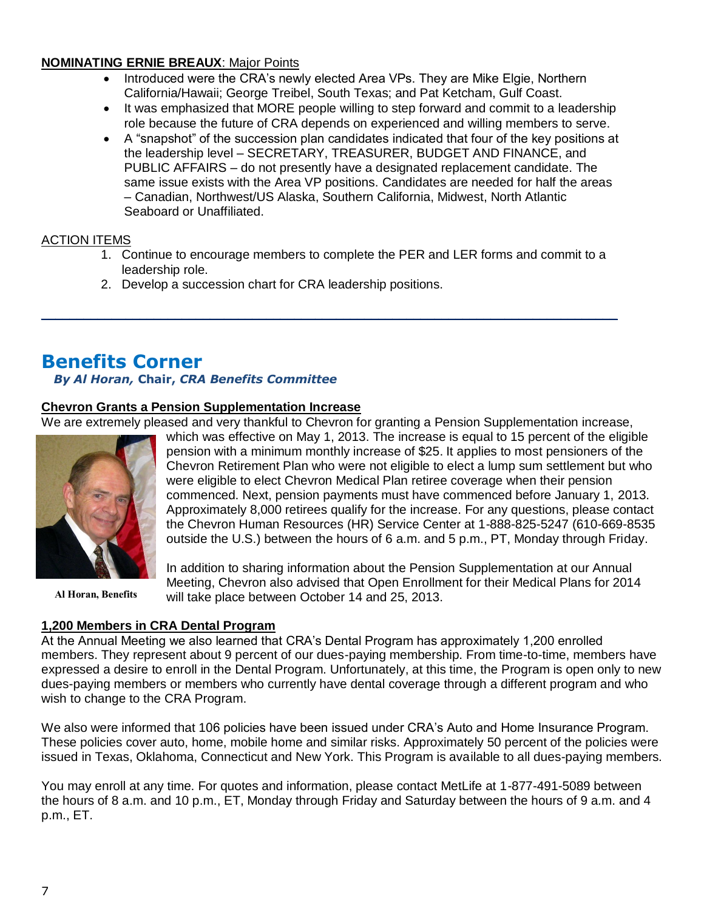**NOMINATING ERNIE BREAUX**: Major Points

- Introduced were the CRA's newly elected Area VPs. They are Mike Elgie, Northern California/Hawaii; George Treibel, South Texas; and Pat Ketcham, Gulf Coast.
- It was emphasized that MORE people willing to step forward and commit to a leadership role because the future of CRA depends on experienced and willing members to serve.
- A "snapshot" of the succession plan candidates indicated that four of the key positions at the leadership level – SECRETARY, TREASURER, BUDGET AND FINANCE, and PUBLIC AFFAIRS – do not presently have a designated replacement candidate. The same issue exists with the Area VP positions. Candidates are needed for half the areas – Canadian, Northwest/US Alaska, Southern California, Midwest, North Atlantic Seaboard or Unaffiliated.

ACTION ITEMS

1. Continue to encourage members to complete the PER and LER forms and commit to a leadership role.
2. Develop a succession chart for CRA leadership positions.

---

## Benefits Corner

***By Al Horan,* Chair, *CRA Benefits Committee***

**Chevron Grants a Pension Supplementation Increase**

We are extremely pleased and very thankful to Chevron for granting a Pension Supplementation increase, which was effective on May 1, 2013. The increase is equal to 15 percent of the eligible pension with a minimum monthly increase of $25. It applies to most pensioners of the Chevron Retirement Plan who were not eligible to elect a lump sum settlement but who were eligible to elect Chevron Medical Plan retiree coverage when their pension commenced. Next, pension payments must have commenced before January 1, 2013. Approximately 8,000 retirees qualify for the increase. For any questions, please contact the Chevron Human Resources (HR) Service Center at 1-888-825-5247 (610-669-8535 outside the U.S.) between the hours of 6 a.m. and 5 p.m., PT, Monday through Friday.

Al Horan, Benefits

In addition to sharing information about the Pension Supplementation at our Annual Meeting, Chevron also advised that Open Enrollment for their Medical Plans for 2014 will take place between October 14 and 25, 2013.

**1,200 Members in CRA Dental Program**

At the Annual Meeting we also learned that CRA's Dental Program has approximately 1,200 enrolled members. They represent about 9 percent of our dues-paying membership. From time-to-time, members have expressed a desire to enroll in the Dental Program. Unfortunately, at this time, the Program is open only to new dues-paying members or members who currently have dental coverage through a different program and who wish to change to the CRA Program.

We also were informed that 106 policies have been issued under CRA's Auto and Home Insurance Program. These policies cover auto, home, mobile home and similar risks. Approximately 50 percent of the policies were issued in Texas, Oklahoma, Connecticut and New York. This Program is available to all dues-paying members.

You may enroll at any time. For quotes and information, please contact MetLife at 1-877-491-5089 between the hours of 8 a.m. and 10 p.m., ET, Monday through Friday and Saturday between the hours of 9 a.m. and 4 p.m., ET.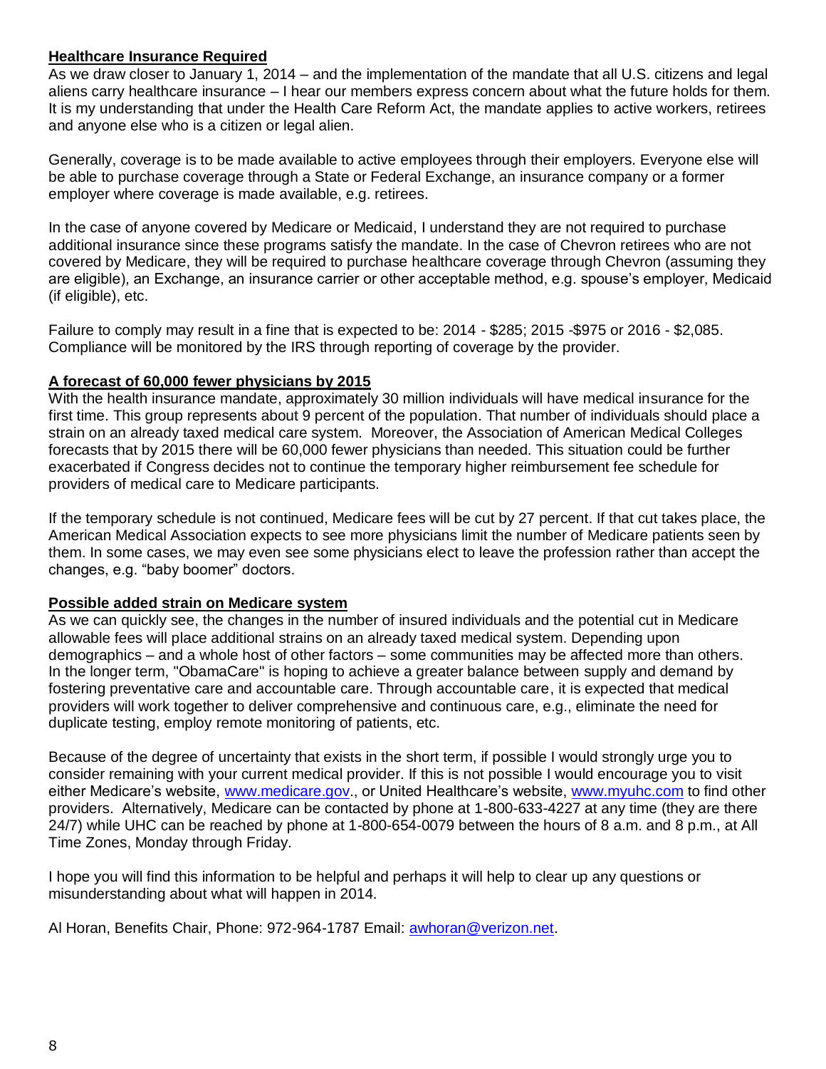**Healthcare Insurance Required**

As we draw closer to January 1, 2014 – and the implementation of the mandate that all U.S. citizens and legal aliens carry healthcare insurance – I hear our members express concern about what the future holds for them. It is my understanding that under the Health Care Reform Act, the mandate applies to active workers, retirees and anyone else who is a citizen or legal alien.

Generally, coverage is to be made available to active employees through their employers. Everyone else will be able to purchase coverage through a State or Federal Exchange, an insurance company or a former employer where coverage is made available, e.g. retirees.

In the case of anyone covered by Medicare or Medicaid, I understand they are not required to purchase additional insurance since these programs satisfy the mandate. In the case of Chevron retirees who are not covered by Medicare, they will be required to purchase healthcare coverage through Chevron (assuming they are eligible), an Exchange, an insurance carrier or other acceptable method, e.g. spouse's employer, Medicaid (if eligible), etc.

Failure to comply may result in a fine that is expected to be: 2014 - $285; 2015 -$975 or 2016 - $2,085. Compliance will be monitored by the IRS through reporting of coverage by the provider.

**A forecast of 60,000 fewer physicians by 2015**

With the health insurance mandate, approximately 30 million individuals will have medical insurance for the first time. This group represents about 9 percent of the population. That number of individuals should place a strain on an already taxed medical care system. Moreover, the Association of American Medical Colleges forecasts that by 2015 there will be 60,000 fewer physicians than needed. This situation could be further exacerbated if Congress decides not to continue the temporary higher reimbursement fee schedule for providers of medical care to Medicare participants.

If the temporary schedule is not continued, Medicare fees will be cut by 27 percent. If that cut takes place, the American Medical Association expects to see more physicians limit the number of Medicare patients seen by them. In some cases, we may even see some physicians elect to leave the profession rather than accept the changes, e.g. "baby boomer" doctors.

**Possible added strain on Medicare system**

As we can quickly see, the changes in the number of insured individuals and the potential cut in Medicare allowable fees will place additional strains on an already taxed medical system. Depending upon demographics – and a whole host of other factors – some communities may be affected more than others. In the longer term, "ObamaCare" is hoping to achieve a greater balance between supply and demand by fostering preventative care and accountable care. Through accountable care, it is expected that medical providers will work together to deliver comprehensive and continuous care, e.g., eliminate the need for duplicate testing, employ remote monitoring of patients, etc.

Because of the degree of uncertainty that exists in the short term, if possible I would strongly urge you to consider remaining with your current medical provider. If this is not possible I would encourage you to visit either Medicare's website, www.medicare.gov., or United Healthcare's website, www.myuhc.com to find other providers. Alternatively, Medicare can be contacted by phone at 1-800-633-4227 at any time (they are there 24/7) while UHC can be reached by phone at 1-800-654-0079 between the hours of 8 a.m. and 8 p.m., at All Time Zones, Monday through Friday.

I hope you will find this information to be helpful and perhaps it will help to clear up any questions or misunderstanding about what will happen in 2014.

Al Horan, Benefits Chair, Phone: 972-964-1787 Email: awhoran@verizon.net.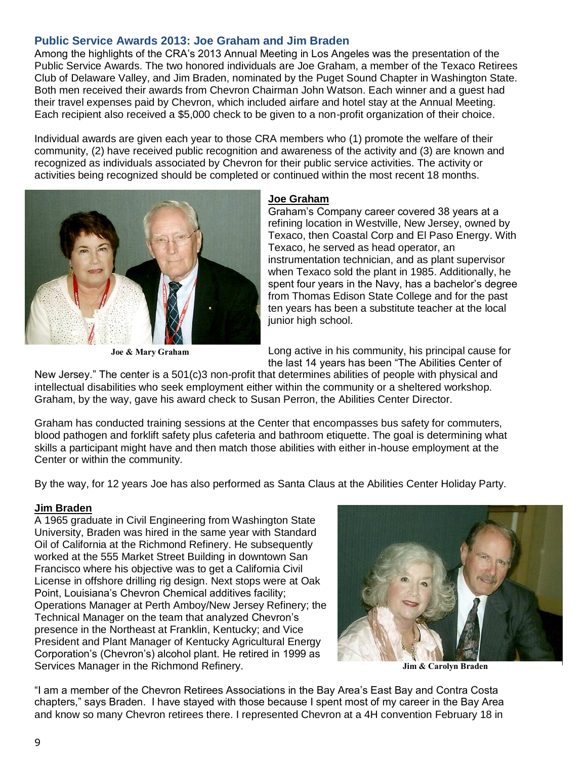## Public Service Awards 2013: Joe Graham and Jim Braden

Among the highlights of the CRA's 2013 Annual Meeting in Los Angeles was the presentation of the Public Service Awards. The two honored individuals are Joe Graham, a member of the Texaco Retirees Club of Delaware Valley, and Jim Braden, nominated by the Puget Sound Chapter in Washington State. Both men received their awards from Chevron Chairman John Watson. Each winner and a guest had their travel expenses paid by Chevron, which included airfare and hotel stay at the Annual Meeting. Each recipient also received a $5,000 check to be given to a non-profit organization of their choice.

Individual awards are given each year to those CRA members who (1) promote the welfare of their community, (2) have received public recognition and awareness of the activity and (3) are known and recognized as individuals associated by Chevron for their public service activities. The activity or activities being recognized should be completed or continued within the most recent 18 months.

**Joe & Mary Graham**

### Joe Graham

Graham's Company career covered 38 years at a refining location in Westville, New Jersey, owned by Texaco, then Coastal Corp and El Paso Energy. With Texaco, he served as head operator, an instrumentation technician, and as plant supervisor when Texaco sold the plant in 1985. Additionally, he spent four years in the Navy, has a bachelor's degree from Thomas Edison State College and for the past ten years has been a substitute teacher at the local junior high school.

Long active in his community, his principal cause for the last 14 years has been "The Abilities Center of New Jersey." The center is a 501(c)3 non-profit that determines abilities of people with physical and intellectual disabilities who seek employment either within the community or a sheltered workshop. Graham, by the way, gave his award check to Susan Perron, the Abilities Center Director.

Graham has conducted training sessions at the Center that encompasses bus safety for commuters, blood pathogen and forklift safety plus cafeteria and bathroom etiquette. The goal is determining what skills a participant might have and then match those abilities with either in-house employment at the Center or within the community.

By the way, for 12 years Joe has also performed as Santa Claus at the Abilities Center Holiday Party.

### Jim Braden

A 1965 graduate in Civil Engineering from Washington State University, Braden was hired in the same year with Standard Oil of California at the Richmond Refinery. He subsequently worked at the 555 Market Street Building in downtown San Francisco where his objective was to get a California Civil License in offshore drilling rig design. Next stops were at Oak Point, Louisiana's Chevron Chemical additives facility; Operations Manager at Perth Amboy/New Jersey Refinery; the Technical Manager on the team that analyzed Chevron's presence in the Northeast at Franklin, Kentucky; and Vice President and Plant Manager of Kentucky Agricultural Energy Corporation's (Chevron's) alcohol plant. He retired in 1999 as Services Manager in the Richmond Refinery.

**Jim & Carolyn Braden**

"I am a member of the Chevron Retirees Associations in the Bay Area's East Bay and Contra Costa chapters," says Braden. I have stayed with those because I spent most of my career in the Bay Area and know so many Chevron retirees there. I represented Chevron at a 4H convention February 18 in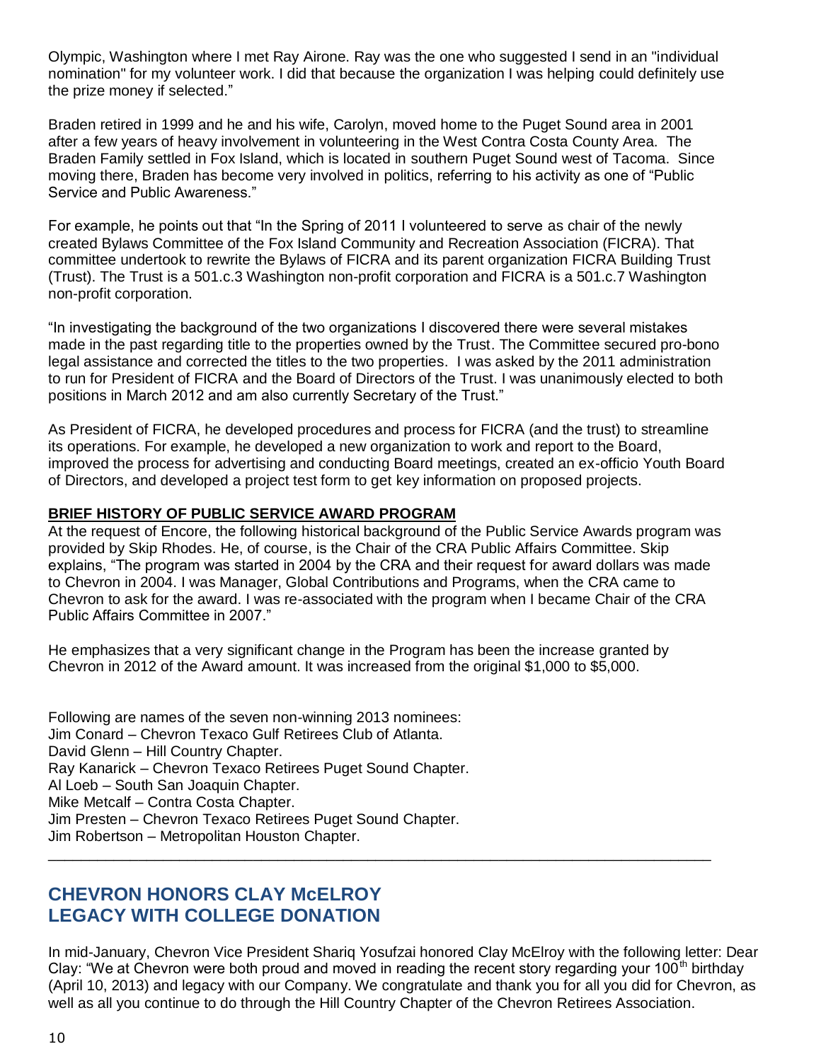Olympic, Washington where I met Ray Airone. Ray was the one who suggested I send in an "individual nomination" for my volunteer work. I did that because the organization I was helping could definitely use the prize money if selected."

Braden retired in 1999 and he and his wife, Carolyn, moved home to the Puget Sound area in 2001 after a few years of heavy involvement in volunteering in the West Contra Costa County Area. The Braden Family settled in Fox Island, which is located in southern Puget Sound west of Tacoma. Since moving there, Braden has become very involved in politics, referring to his activity as one of "Public Service and Public Awareness."

For example, he points out that "In the Spring of 2011 I volunteered to serve as chair of the newly created Bylaws Committee of the Fox Island Community and Recreation Association (FICRA). That committee undertook to rewrite the Bylaws of FICRA and its parent organization FICRA Building Trust (Trust). The Trust is a 501.c.3 Washington non-profit corporation and FICRA is a 501.c.7 Washington non-profit corporation.

"In investigating the background of the two organizations I discovered there were several mistakes made in the past regarding title to the properties owned by the Trust. The Committee secured pro-bono legal assistance and corrected the titles to the two properties. I was asked by the 2011 administration to run for President of FICRA and the Board of Directors of the Trust. I was unanimously elected to both positions in March 2012 and am also currently Secretary of the Trust."

As President of FICRA, he developed procedures and process for FICRA (and the trust) to streamline its operations. For example, he developed a new organization to work and report to the Board, improved the process for advertising and conducting Board meetings, created an ex-officio Youth Board of Directors, and developed a project test form to get key information on proposed projects.

**BRIEF HISTORY OF PUBLIC SERVICE AWARD PROGRAM**

At the request of Encore, the following historical background of the Public Service Awards program was provided by Skip Rhodes. He, of course, is the Chair of the CRA Public Affairs Committee. Skip explains, "The program was started in 2004 by the CRA and their request for award dollars was made to Chevron in 2004. I was Manager, Global Contributions and Programs, when the CRA came to Chevron to ask for the award. I was re-associated with the program when I became Chair of the CRA Public Affairs Committee in 2007."

He emphasizes that a very significant change in the Program has been the increase granted by Chevron in 2012 of the Award amount. It was increased from the original $1,000 to $5,000.

Following are names of the seven non-winning 2013 nominees:
Jim Conard – Chevron Texaco Gulf Retirees Club of Atlanta.
David Glenn – Hill Country Chapter.
Ray Kanarick – Chevron Texaco Retirees Puget Sound Chapter.
Al Loeb – South San Joaquin Chapter.
Mike Metcalf – Contra Costa Chapter.
Jim Presten – Chevron Texaco Retirees Puget Sound Chapter.
Jim Robertson – Metropolitan Houston Chapter.

---

## CHEVRON HONORS CLAY McELROY LEGACY WITH COLLEGE DONATION

In mid-January, Chevron Vice President Shariq Yosufzai honored Clay McElroy with the following letter: Dear Clay: "We at Chevron were both proud and moved in reading the recent story regarding your 100th birthday (April 10, 2013) and legacy with our Company. We congratulate and thank you for all you did for Chevron, as well as all you continue to do through the Hill Country Chapter of the Chevron Retirees Association.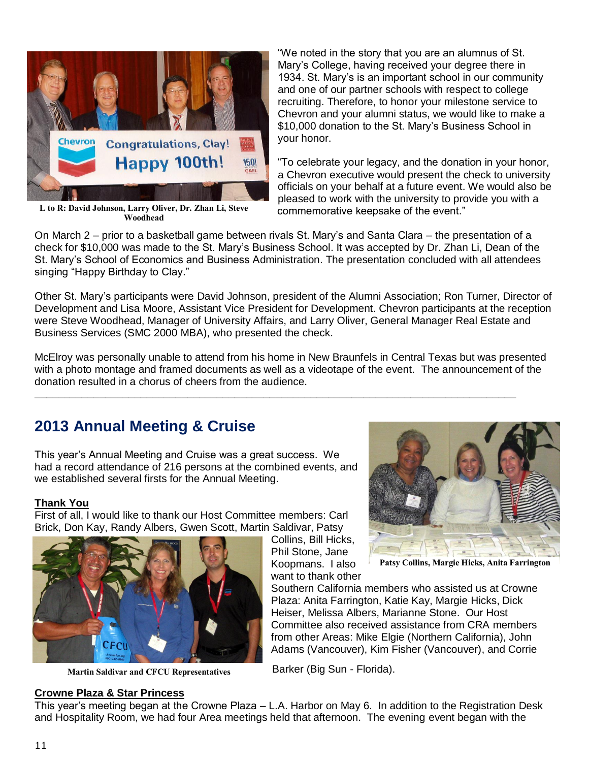L to R: David Johnson, Larry Oliver, Dr. Zhan Li, Steve Woodhead

"We noted in the story that you are an alumnus of St. Mary's College, having received your degree there in 1934. St. Mary's is an important school in our community and one of our partner schools with respect to college recruiting. Therefore, to honor your milestone service to Chevron and your alumni status, we would like to make a $10,000 donation to the St. Mary's Business School in your honor.

"To celebrate your legacy, and the donation in your honor, a Chevron executive would present the check to university officials on your behalf at a future event. We would also be pleased to work with the university to provide you with a commemorative keepsake of the event."

On March 2 – prior to a basketball game between rivals St. Mary's and Santa Clara – the presentation of a check for $10,000 was made to the St. Mary's Business School. It was accepted by Dr. Zhan Li, Dean of the St. Mary's School of Economics and Business Administration. The presentation concluded with all attendees singing "Happy Birthday to Clay."

Other St. Mary's participants were David Johnson, president of the Alumni Association; Ron Turner, Director of Development and Lisa Moore, Assistant Vice President for Development. Chevron participants at the reception were Steve Woodhead, Manager of University Affairs, and Larry Oliver, General Manager Real Estate and Business Services (SMC 2000 MBA), who presented the check.

McElroy was personally unable to attend from his home in New Braunfels in Central Texas but was presented with a photo montage and framed documents as well as a videotape of the event. The announcement of the donation resulted in a chorus of cheers from the audience.

---

## 2013 Annual Meeting & Cruise

This year's Annual Meeting and Cruise was a great success. We had a record attendance of 216 persons at the combined events, and we established several firsts for the Annual Meeting.

**Thank You**

First of all, I would like to thank our Host Committee members: Carl Brick, Don Kay, Randy Albers, Gwen Scott, Martin Saldivar, Patsy Collins, Bill Hicks, Phil Stone, Jane Koopmans. I also want to thank other Southern California members who assisted us at Crowne Plaza: Anita Farrington, Katie Kay, Margie Hicks, Dick Heiser, Melissa Albers, Marianne Stone. Our Host Committee also received assistance from CRA members from other Areas: Mike Elgie (Northern California), John Adams (Vancouver), Kim Fisher (Vancouver), and Corrie Barker (Big Sun - Florida).

Patsy Collins, Margie Hicks, Anita Farrington

Martin Saldivar and CFCU Representatives

**Crowne Plaza & Star Princess**

This year's meeting began at the Crowne Plaza – L.A. Harbor on May 6. In addition to the Registration Desk and Hospitality Room, we had four Area meetings held that afternoon. The evening event began with the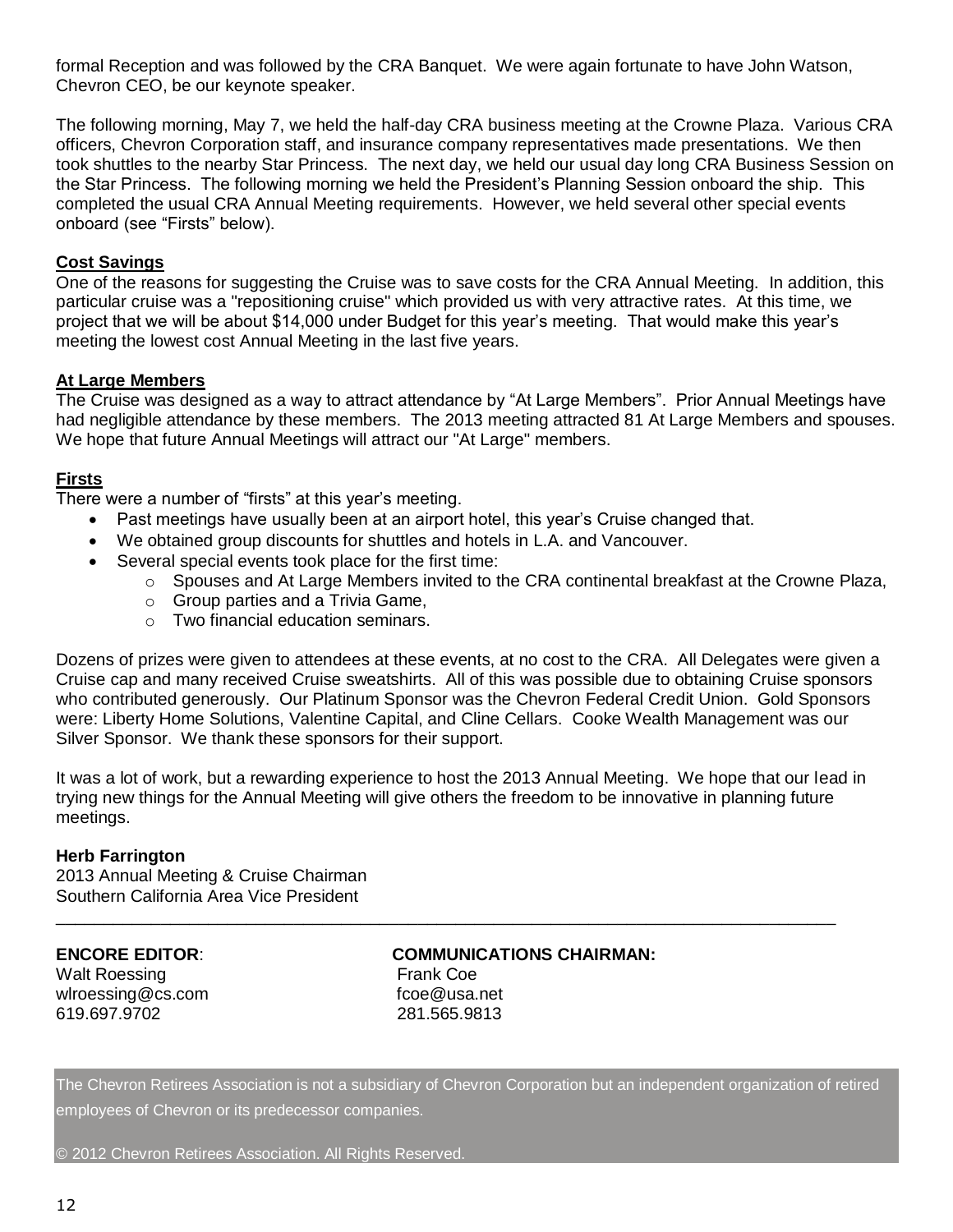formal Reception and was followed by the CRA Banquet. We were again fortunate to have John Watson, Chevron CEO, be our keynote speaker.

The following morning, May 7, we held the half-day CRA business meeting at the Crowne Plaza. Various CRA officers, Chevron Corporation staff, and insurance company representatives made presentations. We then took shuttles to the nearby Star Princess. The next day, we held our usual day long CRA Business Session on the Star Princess. The following morning we held the President's Planning Session onboard the ship. This completed the usual CRA Annual Meeting requirements. However, we held several other special events onboard (see "Firsts" below).

**Cost Savings**

One of the reasons for suggesting the Cruise was to save costs for the CRA Annual Meeting. In addition, this particular cruise was a "repositioning cruise" which provided us with very attractive rates. At this time, we project that we will be about $14,000 under Budget for this year's meeting. That would make this year's meeting the lowest cost Annual Meeting in the last five years.

**At Large Members**

The Cruise was designed as a way to attract attendance by "At Large Members". Prior Annual Meetings have had negligible attendance by these members. The 2013 meeting attracted 81 At Large Members and spouses. We hope that future Annual Meetings will attract our "At Large" members.

**Firsts**

There were a number of "firsts" at this year's meeting.

- Past meetings have usually been at an airport hotel, this year's Cruise changed that.
- We obtained group discounts for shuttles and hotels in L.A. and Vancouver.
- Several special events took place for the first time:
  - Spouses and At Large Members invited to the CRA continental breakfast at the Crowne Plaza,
  - Group parties and a Trivia Game,
  - Two financial education seminars.

Dozens of prizes were given to attendees at these events, at no cost to the CRA. All Delegates were given a Cruise cap and many received Cruise sweatshirts. All of this was possible due to obtaining Cruise sponsors who contributed generously. Our Platinum Sponsor was the Chevron Federal Credit Union. Gold Sponsors were: Liberty Home Solutions, Valentine Capital, and Cline Cellars. Cooke Wealth Management was our Silver Sponsor. We thank these sponsors for their support.

It was a lot of work, but a rewarding experience to host the 2013 Annual Meeting. We hope that our lead in trying new things for the Annual Meeting will give others the freedom to be innovative in planning future meetings.

**Herb Farrington**
2013 Annual Meeting & Cruise Chairman
Southern California Area Vice President

---

**ENCORE EDITOR**:
Walt Roessing
wlroessing@cs.com
619.697.9702

**COMMUNICATIONS CHAIRMAN:**
Frank Coe
fcoe@usa.net
281.565.9813

The Chevron Retirees Association is not a subsidiary of Chevron Corporation but an independent organization of retired employees of Chevron or its predecessor companies.

© 2012 Chevron Retirees Association. All Rights Reserved.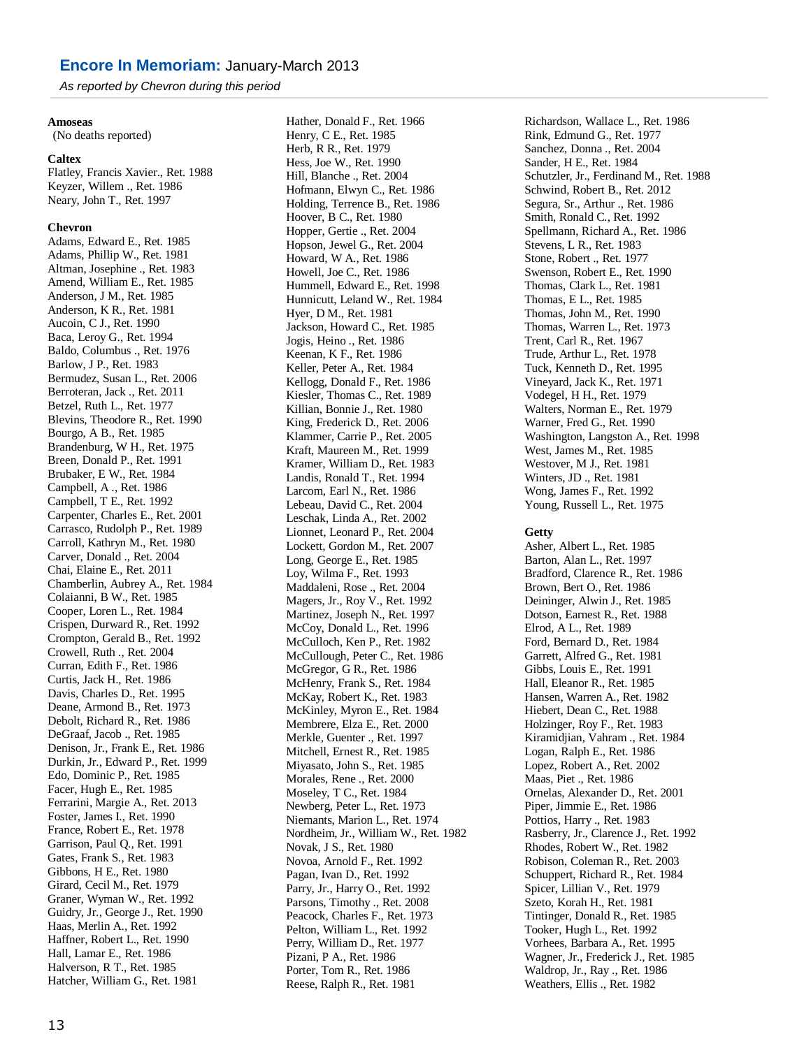# **Encore In Memoriam:** January-March 2013

*As reported by Chevron during this period*

**Amoseas**
(No deaths reported)

**Caltex**
Flatley, Francis Xavier., Ret. 1988
Keyzer, Willem ., Ret. 1986
Neary, John T., Ret. 1997

**Chevron**
Adams, Edward E., Ret. 1985
Adams, Phillip W., Ret. 1981
Altman, Josephine ., Ret. 1983
Amend, William E., Ret. 1985
Anderson, J M., Ret. 1985
Anderson, K R., Ret. 1981
Aucoin, C J., Ret. 1990
Baca, Leroy G., Ret. 1994
Baldo, Columbus ., Ret. 1976
Barlow, J P., Ret. 1983
Bermudez, Susan L., Ret. 2006
Berroteran, Jack ., Ret. 2011
Betzel, Ruth L., Ret. 1977
Blevins, Theodore R., Ret. 1990
Bourgo, A B., Ret. 1985
Brandenburg, W H., Ret. 1975
Breen, Donald P., Ret. 1991
Brubaker, E W., Ret. 1984
Campbell, A ., Ret. 1986
Campbell, T E., Ret. 1992
Carpenter, Charles E., Ret. 2001
Carrasco, Rudolph P., Ret. 1989
Carroll, Kathryn M., Ret. 1980
Carver, Donald ., Ret. 2004
Chai, Elaine E., Ret. 2011
Chamberlin, Aubrey A., Ret. 1984
Colaianni, B W., Ret. 1985
Cooper, Loren L., Ret. 1984
Crispen, Durward R., Ret. 1992
Crompton, Gerald B., Ret. 1992
Crowell, Ruth ., Ret. 2004
Curran, Edith F., Ret. 1986
Curtis, Jack H., Ret. 1986
Davis, Charles D., Ret. 1995
Deane, Armond B., Ret. 1973
Debolt, Richard R., Ret. 1986
DeGraaf, Jacob ., Ret. 1985
Denison, Jr., Frank E., Ret. 1986
Durkin, Jr., Edward P., Ret. 1999
Edo, Dominic P., Ret. 1985
Facer, Hugh E., Ret. 1985
Ferrarini, Margie A., Ret. 2013
Foster, James I., Ret. 1990
France, Robert E., Ret. 1978
Garrison, Paul Q., Ret. 1991
Gates, Frank S., Ret. 1983
Gibbons, H E., Ret. 1980
Girard, Cecil M., Ret. 1979
Graner, Wyman W., Ret. 1992
Guidry, Jr., George J., Ret. 1990
Haas, Merlin A., Ret. 1992
Haffner, Robert L., Ret. 1990
Hall, Lamar E., Ret. 1986
Halverson, R T., Ret. 1985
Hatcher, William G., Ret. 1981
Hather, Donald F., Ret. 1966
Henry, C E., Ret. 1985
Herb, R R., Ret. 1979
Hess, Joe W., Ret. 1990
Hill, Blanche ., Ret. 2004
Hofmann, Elwyn C., Ret. 1986
Holding, Terrence B., Ret. 1986
Hoover, B C., Ret. 1980
Hopper, Gertie ., Ret. 2004
Hopson, Jewel G., Ret. 2004
Howard, W A., Ret. 1986
Howell, Joe C., Ret. 1986
Hummell, Edward E., Ret. 1998
Hunnicutt, Leland W., Ret. 1984
Hyer, D M., Ret. 1981
Jackson, Howard C., Ret. 1985
Jogis, Heino ., Ret. 1986
Keenan, K F., Ret. 1986
Keller, Peter A., Ret. 1984
Kellogg, Donald F., Ret. 1986
Kiesler, Thomas C., Ret. 1989
Killian, Bonnie J., Ret. 1980
King, Frederick D., Ret. 2006
Klammer, Carrie P., Ret. 2005
Kraft, Maureen M., Ret. 1999
Kramer, William D., Ret. 1983
Landis, Ronald T., Ret. 1994
Larcom, Earl N., Ret. 1986
Lebeau, David C., Ret. 2004
Leschak, Linda A., Ret. 2002
Lionnet, Leonard P., Ret. 2004
Lockett, Gordon M., Ret. 2007
Long, George E., Ret. 1985
Loy, Wilma F., Ret. 1993
Maddaleni, Rose ., Ret. 2004
Magers, Jr., Roy V., Ret. 1992
Martinez, Joseph N., Ret. 1997
McCoy, Donald L., Ret. 1996
McCulloch, Ken P., Ret. 1982
McCullough, Peter C., Ret. 1986
McGregor, G R., Ret. 1986
McHenry, Frank S., Ret. 1984
McKay, Robert K., Ret. 1983
McKinley, Myron E., Ret. 1984
Membrere, Elza E., Ret. 2000
Merkle, Guenter ., Ret. 1997
Mitchell, Ernest R., Ret. 1985
Miyasato, John S., Ret. 1985
Morales, Rene ., Ret. 2000
Moseley, T C., Ret. 1984
Newberg, Peter L., Ret. 1973
Niemants, Marion L., Ret. 1974
Nordheim, Jr., William W., Ret. 1982
Novak, J S., Ret. 1980
Novoa, Arnold F., Ret. 1992
Pagan, Ivan D., Ret. 1992
Parry, Jr., Harry O., Ret. 1992
Parsons, Timothy ., Ret. 2008
Peacock, Charles F., Ret. 1973
Pelton, William L., Ret. 1992
Perry, William D., Ret. 1977
Pizani, P A., Ret. 1986
Porter, Tom R., Ret. 1986
Reese, Ralph R., Ret. 1981
Richardson, Wallace L., Ret. 1986
Rink, Edmund G., Ret. 1977
Sanchez, Donna ., Ret. 2004
Sander, H E., Ret. 1984
Schutzler, Jr., Ferdinand M., Ret. 1988
Schwind, Robert B., Ret. 2012
Segura, Sr., Arthur ., Ret. 1986
Smith, Ronald C., Ret. 1992
Spellmann, Richard A., Ret. 1986
Stevens, L R., Ret. 1983
Stone, Robert ., Ret. 1977
Swenson, Robert E., Ret. 1990
Thomas, Clark L., Ret. 1981
Thomas, E L., Ret. 1985
Thomas, John M., Ret. 1990
Thomas, Warren L., Ret. 1973
Trent, Carl R., Ret. 1967
Trude, Arthur L., Ret. 1978
Tuck, Kenneth D., Ret. 1995
Vineyard, Jack K., Ret. 1971
Vodegel, H H., Ret. 1979
Walters, Norman E., Ret. 1979
Warner, Fred G., Ret. 1990
Washington, Langston A., Ret. 1998
West, James M., Ret. 1985
Westover, M J., Ret. 1981
Winters, JD ., Ret. 1981
Wong, James F., Ret. 1992
Young, Russell L., Ret. 1975

**Getty**
Asher, Albert L., Ret. 1985
Barton, Alan L., Ret. 1997
Bradford, Clarence R., Ret. 1986
Brown, Bert O., Ret. 1986
Deininger, Alwin J., Ret. 1985
Dotson, Earnest R., Ret. 1988
Elrod, A L., Ret. 1989
Ford, Bernard D., Ret. 1984
Garrett, Alfred G., Ret. 1981
Gibbs, Louis E., Ret. 1991
Hall, Eleanor R., Ret. 1985
Hansen, Warren A., Ret. 1982
Hiebert, Dean C., Ret. 1988
Holzinger, Roy F., Ret. 1983
Kiramidjian, Vahram ., Ret. 1984
Logan, Ralph E., Ret. 1986
Lopez, Robert A., Ret. 2002
Maas, Piet ., Ret. 1986
Ornelas, Alexander D., Ret. 2001
Piper, Jimmie E., Ret. 1986
Pottios, Harry ., Ret. 1983
Rasberry, Jr., Clarence J., Ret. 1992
Rhodes, Robert W., Ret. 1982
Robison, Coleman R., Ret. 2003
Schuppert, Richard R., Ret. 1984
Spicer, Lillian V., Ret. 1979
Szeto, Korah H., Ret. 1981
Tintinger, Donald R., Ret. 1985
Tooker, Hugh L., Ret. 1992
Vorhees, Barbara A., Ret. 1995
Wagner, Jr., Frederick J., Ret. 1985
Waldrop, Jr., Ray ., Ret. 1986
Weathers, Ellis ., Ret. 1982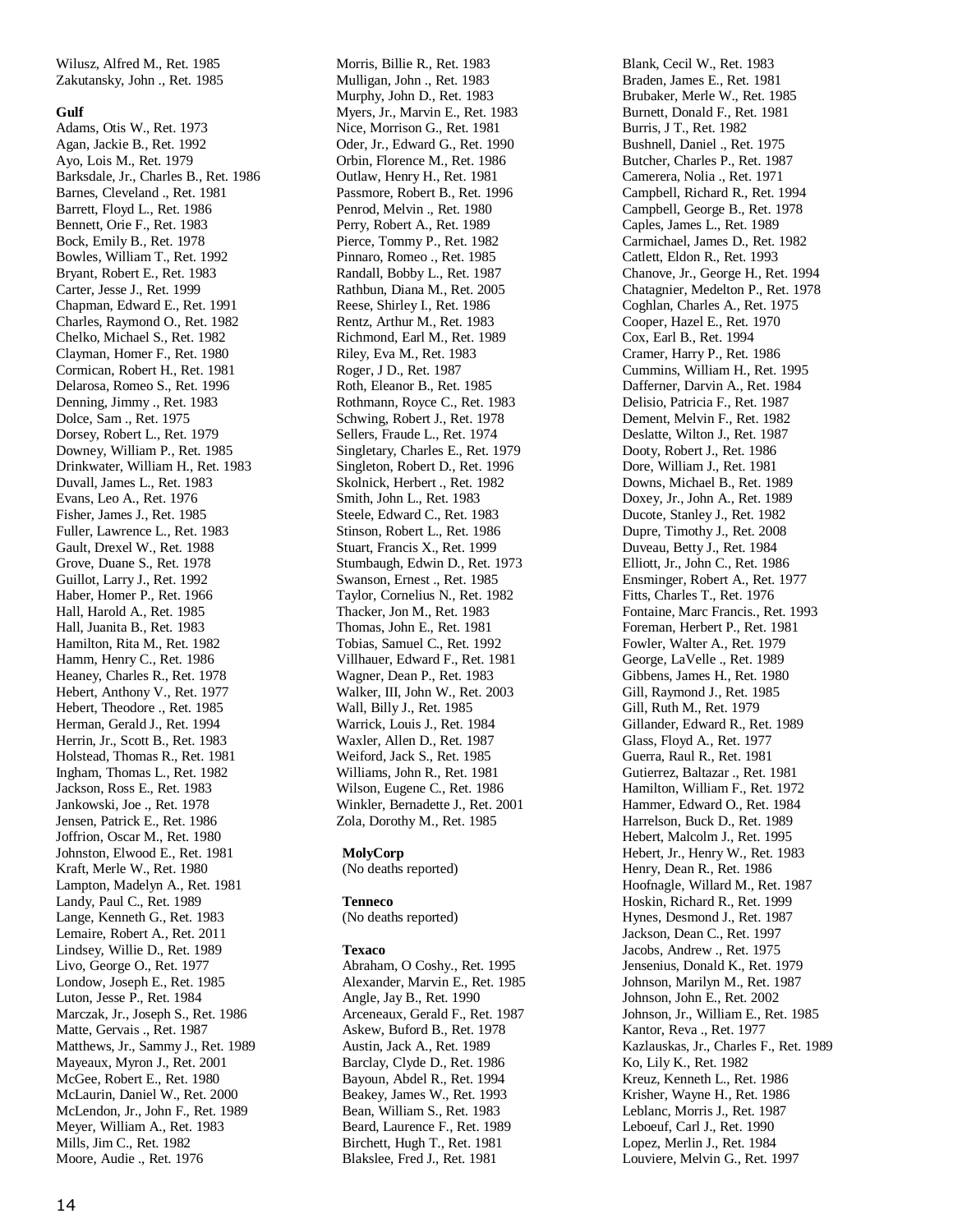Wilusz, Alfred M., Ret. 1985
Zakutansky, John ., Ret. 1985

**Gulf**

Adams, Otis W., Ret. 1973
Agan, Jackie B., Ret. 1992
Ayo, Lois M., Ret. 1979
Barksdale, Jr., Charles B., Ret. 1986
Barnes, Cleveland ., Ret. 1981
Barrett, Floyd L., Ret. 1986
Bennett, Orie F., Ret. 1983
Bock, Emily B., Ret. 1978
Bowles, William T., Ret. 1992
Bryant, Robert E., Ret. 1983
Carter, Jesse J., Ret. 1999
Chapman, Edward E., Ret. 1991
Charles, Raymond O., Ret. 1982
Chelko, Michael S., Ret. 1982
Clayman, Homer F., Ret. 1980
Cormican, Robert H., Ret. 1981
Delarosa, Romeo S., Ret. 1996
Denning, Jimmy ., Ret. 1983
Dolce, Sam ., Ret. 1975
Dorsey, Robert L., Ret. 1979
Downey, William P., Ret. 1985
Drinkwater, William H., Ret. 1983
Duvall, James L., Ret. 1983
Evans, Leo A., Ret. 1976
Fisher, James J., Ret. 1985
Fuller, Lawrence L., Ret. 1983
Gault, Drexel W., Ret. 1988
Grove, Duane S., Ret. 1978
Guillot, Larry J., Ret. 1992
Haber, Homer P., Ret. 1966
Hall, Harold A., Ret. 1985
Hall, Juanita B., Ret. 1983
Hamilton, Rita M., Ret. 1982
Hamm, Henry C., Ret. 1986
Heaney, Charles R., Ret. 1978
Hebert, Anthony V., Ret. 1977
Hebert, Theodore ., Ret. 1985
Herman, Gerald J., Ret. 1994
Herrin, Jr., Scott B., Ret. 1983
Holstead, Thomas R., Ret. 1981
Ingham, Thomas L., Ret. 1982
Jackson, Ross E., Ret. 1983
Jankowski, Joe ., Ret. 1978
Jensen, Patrick E., Ret. 1986
Joffrion, Oscar M., Ret. 1980
Johnston, Elwood E., Ret. 1981
Kraft, Merle W., Ret. 1980
Lampton, Madelyn A., Ret. 1981
Landy, Paul C., Ret. 1989
Lange, Kenneth G., Ret. 1983
Lemaire, Robert A., Ret. 2011
Lindsey, Willie D., Ret. 1989
Livo, George O., Ret. 1977
Londow, Joseph E., Ret. 1985
Luton, Jesse P., Ret. 1984
Marczak, Jr., Joseph S., Ret. 1986
Matte, Gervais ., Ret. 1987
Matthews, Jr., Sammy J., Ret. 1989
Mayeaux, Myron J., Ret. 2001
McGee, Robert E., Ret. 1980
McLaurin, Daniel W., Ret. 2000
McLendon, Jr., John F., Ret. 1989
Meyer, William A., Ret. 1983
Mills, Jim C., Ret. 1982
Moore, Audie ., Ret. 1976
Morris, Billie R., Ret. 1983
Mulligan, John ., Ret. 1983
Murphy, John D., Ret. 1983
Myers, Jr., Marvin E., Ret. 1983
Nice, Morrison G., Ret. 1981
Oder, Jr., Edward G., Ret. 1990
Orbin, Florence M., Ret. 1986
Outlaw, Henry H., Ret. 1981
Passmore, Robert B., Ret. 1996
Penrod, Melvin ., Ret. 1980
Perry, Robert A., Ret. 1989
Pierce, Tommy P., Ret. 1982
Pinnaro, Romeo ., Ret. 1985
Randall, Bobby L., Ret. 1987
Rathbun, Diana M., Ret. 2005
Reese, Shirley I., Ret. 1986
Rentz, Arthur M., Ret. 1983
Richmond, Earl M., Ret. 1989
Riley, Eva M., Ret. 1983
Roger, J D., Ret. 1987
Roth, Eleanor B., Ret. 1985
Rothmann, Royce C., Ret. 1983
Schwing, Robert J., Ret. 1978
Sellers, Fraude L., Ret. 1974
Singletary, Charles E., Ret. 1979
Singleton, Robert D., Ret. 1996
Skolnick, Herbert ., Ret. 1982
Smith, John L., Ret. 1983
Steele, Edward C., Ret. 1983
Stinson, Robert L., Ret. 1986
Stuart, Francis X., Ret. 1999
Stumbaugh, Edwin D., Ret. 1973
Swanson, Ernest ., Ret. 1985
Taylor, Cornelius N., Ret. 1982
Thacker, Jon M., Ret. 1983
Thomas, John E., Ret. 1981
Tobias, Samuel C., Ret. 1992
Villhauer, Edward F., Ret. 1981
Wagner, Dean P., Ret. 1983
Walker, III, John W., Ret. 2003
Wall, Billy J., Ret. 1985
Warrick, Louis J., Ret. 1984
Waxler, Allen D., Ret. 1987
Weiford, Jack S., Ret. 1985
Williams, John R., Ret. 1981
Wilson, Eugene C., Ret. 1986
Winkler, Bernadette J., Ret. 2001
Zola, Dorothy M., Ret. 1985

**MolyCorp**

(No deaths reported)

**Tenneco**

(No deaths reported)

**Texaco**

Abraham, O Coshy., Ret. 1995
Alexander, Marvin E., Ret. 1985
Angle, Jay B., Ret. 1990
Arceneaux, Gerald F., Ret. 1987
Askew, Buford B., Ret. 1978
Austin, Jack A., Ret. 1989
Barclay, Clyde D., Ret. 1986
Bayoun, Abdel R., Ret. 1994
Beakey, James W., Ret. 1993
Bean, William S., Ret. 1983
Beard, Laurence F., Ret. 1989
Birchett, Hugh T., Ret. 1981
Blakslee, Fred J., Ret. 1981
Blank, Cecil W., Ret. 1983
Braden, James E., Ret. 1981
Brubaker, Merle W., Ret. 1985
Burnett, Donald F., Ret. 1981
Burris, J T., Ret. 1982
Bushnell, Daniel ., Ret. 1975
Butcher, Charles P., Ret. 1987
Camerera, Nolia ., Ret. 1971
Campbell, Richard R., Ret. 1994
Campbell, George B., Ret. 1978
Caples, James L., Ret. 1989
Carmichael, James D., Ret. 1982
Catlett, Eldon R., Ret. 1993
Chanove, Jr., George H., Ret. 1994
Chatagnier, Medelton P., Ret. 1978
Coghlan, Charles A., Ret. 1975
Cooper, Hazel E., Ret. 1970
Cox, Earl B., Ret. 1994
Cramer, Harry P., Ret. 1986
Cummins, William H., Ret. 1995
Dafferner, Darvin A., Ret. 1984
Delisio, Patricia F., Ret. 1987
Dement, Melvin F., Ret. 1982
Deslatte, Wilton J., Ret. 1987
Dooty, Robert J., Ret. 1986
Dore, William J., Ret. 1981
Downs, Michael B., Ret. 1989
Doxey, Jr., John A., Ret. 1989
Ducote, Stanley J., Ret. 1982
Dupre, Timothy J., Ret. 2008
Duveau, Betty J., Ret. 1984
Elliott, Jr., John C., Ret. 1986
Ensminger, Robert A., Ret. 1977
Fitts, Charles T., Ret. 1976
Fontaine, Marc Francis., Ret. 1993
Foreman, Herbert P., Ret. 1981
Fowler, Walter A., Ret. 1979
George, LaVelle ., Ret. 1989
Gibbens, James H., Ret. 1980
Gill, Raymond J., Ret. 1985
Gill, Ruth M., Ret. 1979
Gillander, Edward R., Ret. 1989
Glass, Floyd A., Ret. 1977
Guerra, Raul R., Ret. 1981
Gutierrez, Baltazar ., Ret. 1981
Hamilton, William F., Ret. 1972
Hammer, Edward O., Ret. 1984
Harrelson, Buck D., Ret. 1989
Hebert, Malcolm J., Ret. 1995
Hebert, Jr., Henry W., Ret. 1983
Henry, Dean R., Ret. 1986
Hoofnagle, Willard M., Ret. 1987
Hoskin, Richard R., Ret. 1999
Hynes, Desmond J., Ret. 1987
Jackson, Dean C., Ret. 1997
Jacobs, Andrew ., Ret. 1975
Jensenius, Donald K., Ret. 1979
Johnson, Marilyn M., Ret. 1987
Johnson, John E., Ret. 2002
Johnson, Jr., William E., Ret. 1985
Kantor, Reva ., Ret. 1977
Kazlauskas, Jr., Charles F., Ret. 1989
Ko, Lily K., Ret. 1982
Kreuz, Kenneth L., Ret. 1986
Krisher, Wayne H., Ret. 1986
Leblanc, Morris J., Ret. 1987
Leboeuf, Carl J., Ret. 1990
Lopez, Merlin J., Ret. 1984
Louviere, Melvin G., Ret. 1997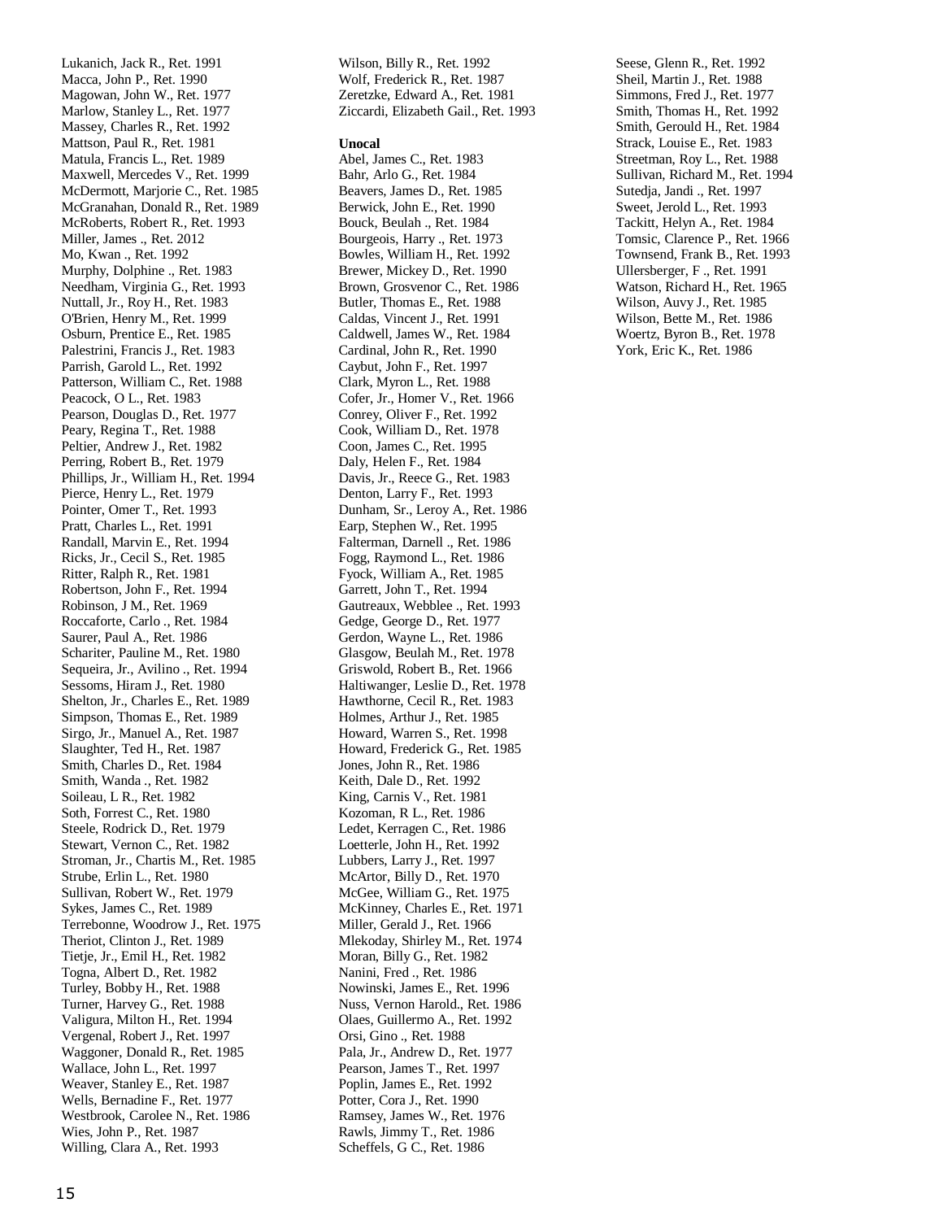Lukanich, Jack R., Ret. 1991
Macca, John P., Ret. 1990
Magowan, John W., Ret. 1977
Marlow, Stanley L., Ret. 1977
Massey, Charles R., Ret. 1992
Mattson, Paul R., Ret. 1981
Matula, Francis L., Ret. 1989
Maxwell, Mercedes V., Ret. 1999
McDermott, Marjorie C., Ret. 1985
McGranahan, Donald R., Ret. 1989
McRoberts, Robert R., Ret. 1993
Miller, James ., Ret. 2012
Mo, Kwan ., Ret. 1992
Murphy, Dolphine ., Ret. 1983
Needham, Virginia G., Ret. 1993
Nuttall, Jr., Roy H., Ret. 1983
O'Brien, Henry M., Ret. 1999
Osburn, Prentice E., Ret. 1985
Palestrini, Francis J., Ret. 1983
Parrish, Garold L., Ret. 1992
Patterson, William C., Ret. 1988
Peacock, O L., Ret. 1983
Pearson, Douglas D., Ret. 1977
Peary, Regina T., Ret. 1988
Peltier, Andrew J., Ret. 1982
Perring, Robert B., Ret. 1979
Phillips, Jr., William H., Ret. 1994
Pierce, Henry L., Ret. 1979
Pointer, Omer T., Ret. 1993
Pratt, Charles L., Ret. 1991
Randall, Marvin E., Ret. 1994
Ricks, Jr., Cecil S., Ret. 1985
Ritter, Ralph R., Ret. 1981
Robertson, John F., Ret. 1994
Robinson, J M., Ret. 1969
Roccaforte, Carlo ., Ret. 1984
Saurer, Paul A., Ret. 1986
Schariter, Pauline M., Ret. 1980
Sequeira, Jr., Avilino ., Ret. 1994
Sessoms, Hiram J., Ret. 1980
Shelton, Jr., Charles E., Ret. 1989
Simpson, Thomas E., Ret. 1989
Sirgo, Jr., Manuel A., Ret. 1987
Slaughter, Ted H., Ret. 1987
Smith, Charles D., Ret. 1984
Smith, Wanda ., Ret. 1982
Soileau, L R., Ret. 1982
Soth, Forrest C., Ret. 1980
Steele, Rodrick D., Ret. 1979
Stewart, Vernon C., Ret. 1982
Stroman, Jr., Chartis M., Ret. 1985
Strube, Erlin L., Ret. 1980
Sullivan, Robert W., Ret. 1979
Sykes, James C., Ret. 1989
Terrebonne, Woodrow J., Ret. 1975
Theriot, Clinton J., Ret. 1989
Tietje, Jr., Emil H., Ret. 1982
Togna, Albert D., Ret. 1982
Turley, Bobby H., Ret. 1988
Turner, Harvey G., Ret. 1988
Valigura, Milton H., Ret. 1994
Vergenal, Robert J., Ret. 1997
Waggoner, Donald R., Ret. 1985
Wallace, John L., Ret. 1997
Weaver, Stanley E., Ret. 1987
Wells, Bernadine F., Ret. 1977
Westbrook, Carolee N., Ret. 1986
Wies, John P., Ret. 1987
Willing, Clara A., Ret. 1993
Wilson, Billy R., Ret. 1992
Wolf, Frederick R., Ret. 1987
Zeretzke, Edward A., Ret. 1981
Ziccardi, Elizabeth Gail., Ret. 1993

**Unocal**

Abel, James C., Ret. 1983
Bahr, Arlo G., Ret. 1984
Beavers, James D., Ret. 1985
Berwick, John E., Ret. 1990
Bouck, Beulah ., Ret. 1984
Bourgeois, Harry ., Ret. 1973
Bowles, William H., Ret. 1992
Brewer, Mickey D., Ret. 1990
Brown, Grosvenor C., Ret. 1986
Butler, Thomas E., Ret. 1988
Caldas, Vincent J., Ret. 1991
Caldwell, James W., Ret. 1984
Cardinal, John R., Ret. 1990
Caybut, John F., Ret. 1997
Clark, Myron L., Ret. 1988
Cofer, Jr., Homer V., Ret. 1966
Conrey, Oliver F., Ret. 1992
Cook, William D., Ret. 1978
Coon, James C., Ret. 1995
Daly, Helen F., Ret. 1984
Davis, Jr., Reece G., Ret. 1983
Denton, Larry F., Ret. 1993
Dunham, Sr., Leroy A., Ret. 1986
Earp, Stephen W., Ret. 1995
Falterman, Darnell ., Ret. 1986
Fogg, Raymond L., Ret. 1986
Fyock, William A., Ret. 1985
Garrett, John T., Ret. 1994
Gautreaux, Webblee ., Ret. 1993
Gedge, George D., Ret. 1977
Gerdon, Wayne L., Ret. 1986
Glasgow, Beulah M., Ret. 1978
Griswold, Robert B., Ret. 1966
Haltiwanger, Leslie D., Ret. 1978
Hawthorne, Cecil R., Ret. 1983
Holmes, Arthur J., Ret. 1985
Howard, Warren S., Ret. 1998
Howard, Frederick G., Ret. 1985
Jones, John R., Ret. 1986
Keith, Dale D., Ret. 1992
King, Carnis V., Ret. 1981
Kozoman, R L., Ret. 1986
Ledet, Kerragen C., Ret. 1986
Loetterle, John H., Ret. 1992
Lubbers, Larry J., Ret. 1997
McArtor, Billy D., Ret. 1970
McGee, William G., Ret. 1975
McKinney, Charles E., Ret. 1971
Miller, Gerald J., Ret. 1966
Mlekoday, Shirley M., Ret. 1974
Moran, Billy G., Ret. 1982
Nanini, Fred ., Ret. 1986
Nowinski, James E., Ret. 1996
Nuss, Vernon Harold., Ret. 1986
Olaes, Guillermo A., Ret. 1992
Orsi, Gino ., Ret. 1988
Pala, Jr., Andrew D., Ret. 1977
Pearson, James T., Ret. 1997
Poplin, James E., Ret. 1992
Potter, Cora J., Ret. 1990
Ramsey, James W., Ret. 1976
Rawls, Jimmy T., Ret. 1986
Scheffels, G C., Ret. 1986
Seese, Glenn R., Ret. 1992
Sheil, Martin J., Ret. 1988
Simmons, Fred J., Ret. 1977
Smith, Thomas H., Ret. 1992
Smith, Gerould H., Ret. 1984
Strack, Louise E., Ret. 1983
Streetman, Roy L., Ret. 1988
Sullivan, Richard M., Ret. 1994
Sutedja, Jandi ., Ret. 1997
Sweet, Jerold L., Ret. 1993
Tackitt, Helyn A., Ret. 1984
Tomsic, Clarence P., Ret. 1966
Townsend, Frank B., Ret. 1993
Ullersberger, F ., Ret. 1991
Watson, Richard H., Ret. 1965
Wilson, Auvy J., Ret. 1985
Wilson, Bette M., Ret. 1986
Woertz, Byron B., Ret. 1978
York, Eric K., Ret. 1986